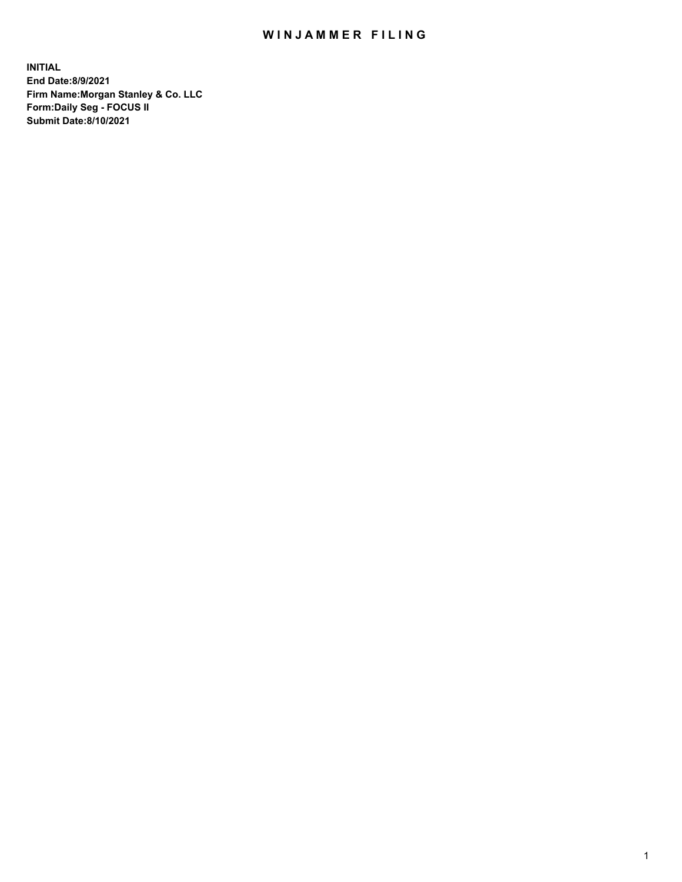# WINJAMMER FILING

**INITIAL**
**End Date:8/9/2021**
**Firm Name:Morgan Stanley & Co. LLC**
**Form:Daily Seg - FOCUS II**
**Submit Date:8/10/2021**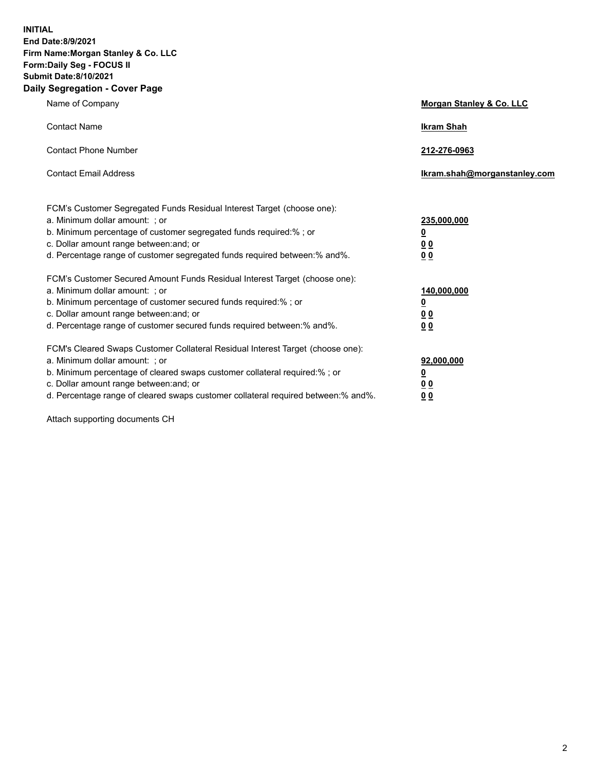**INITIAL**
**End Date:8/9/2021**
**Firm Name:Morgan Stanley & Co. LLC**
**Form:Daily Seg - FOCUS II**
**Submit Date:8/10/2021**

## Daily Segregation - Cover Page

| | |
|---|---|
| Name of Company | **Morgan Stanley & Co. LLC** |
| Contact Name | **Ikram Shah** |
| Contact Phone Number | **212-276-0963** |
| Contact Email Address | **Ikram.shah@morganstanley.com** |

FCM's Customer Segregated Funds Residual Interest Target (choose one):

| | |
|---|---|
| a. Minimum dollar amount: ; or | **235,000,000** |
| b. Minimum percentage of customer segregated funds required:% ; or | **0** |
| c. Dollar amount range between:and; or | **0 0** |
| d. Percentage range of customer segregated funds required between:% and%. | **0 0** |

FCM's Customer Secured Amount Funds Residual Interest Target (choose one):

| | |
|---|---|
| a. Minimum dollar amount: ; or | **140,000,000** |
| b. Minimum percentage of customer secured funds required:% ; or | **0** |
| c. Dollar amount range between:and; or | **0 0** |
| d. Percentage range of customer secured funds required between:% and%. | **0 0** |

FCM's Cleared Swaps Customer Collateral Residual Interest Target (choose one):

| | |
|---|---|
| a. Minimum dollar amount: ; or | **92,000,000** |
| b. Minimum percentage of cleared swaps customer collateral required:% ; or | **0** |
| c. Dollar amount range between:and; or | **0 0** |
| d. Percentage range of cleared swaps customer collateral required between:% and%. | **0 0** |

Attach supporting documents CH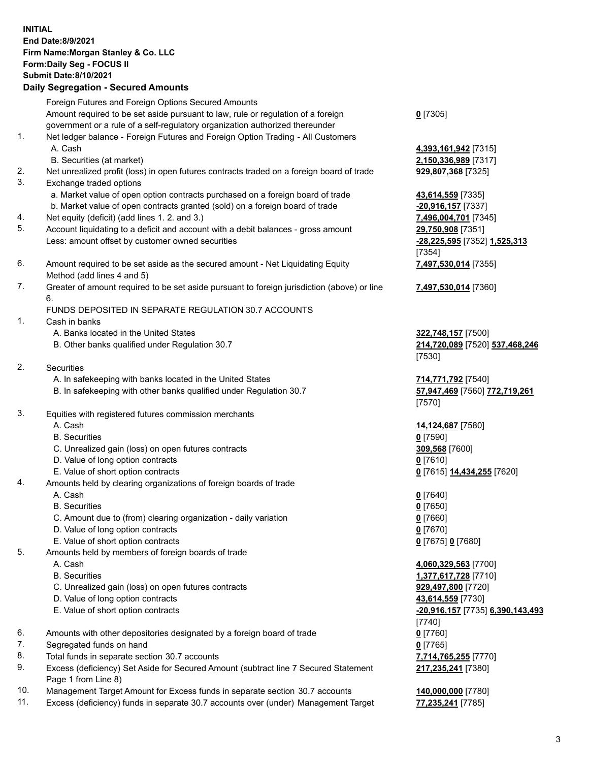**INITIAL**
**End Date:8/9/2021**
**Firm Name:Morgan Stanley & Co. LLC**
**Form:Daily Seg - FOCUS II**
**Submit Date:8/10/2021**

## Daily Segregation - Secured Amounts

| | | |
|---|---|---|
| | Foreign Futures and Foreign Options Secured Amounts | |
| | Amount required to be set aside pursuant to law, rule or regulation of a foreign government or a rule of a self-regulatory organization authorized thereunder | **0** [7305] |
| 1. | Net ledger balance - Foreign Futures and Foreign Option Trading - All Customers | |
| | A. Cash | **4,393,161,942** [7315] |
| | B. Securities (at market) | **2,150,336,989** [7317] |
| 2. | Net unrealized profit (loss) in open futures contracts traded on a foreign board of trade | **929,807,368** [7325] |
| 3. | Exchange traded options | |
| | a. Market value of open option contracts purchased on a foreign board of trade | **43,614,559** [7335] |
| | b. Market value of open contracts granted (sold) on a foreign board of trade | **-20,916,157** [7337] |
| 4. | Net equity (deficit) (add lines 1. 2. and 3.) | **7,496,004,701** [7345] |
| 5. | Account liquidating to a deficit and account with a debit balances - gross amount | **29,750,908** [7351] |
| | Less: amount offset by customer owned securities | **-28,225,595** [7352] **1,525,313** [7354] |
| 6. | Amount required to be set aside as the secured amount - Net Liquidating Equity Method (add lines 4 and 5) | **7,497,530,014** [7355] |
| 7. | Greater of amount required to be set aside pursuant to foreign jurisdiction (above) or line 6. | **7,497,530,014** [7360] |
| | FUNDS DEPOSITED IN SEPARATE REGULATION 30.7 ACCOUNTS | |
| 1. | Cash in banks | |
| | A. Banks located in the United States | **322,748,157** [7500] |
| | B. Other banks qualified under Regulation 30.7 | **214,720,089** [7520] **537,468,246** [7530] |
| 2. | Securities | |
| | A. In safekeeping with banks located in the United States | **714,771,792** [7540] |
| | B. In safekeeping with other banks qualified under Regulation 30.7 | **57,947,469** [7560] **772,719,261** [7570] |
| 3. | Equities with registered futures commission merchants | |
| | A. Cash | **14,124,687** [7580] |
| | B. Securities | **0** [7590] |
| | C. Unrealized gain (loss) on open futures contracts | **309,568** [7600] |
| | D. Value of long option contracts | **0** [7610] |
| | E. Value of short option contracts | **0** [7615] **14,434,255** [7620] |
| 4. | Amounts held by clearing organizations of foreign boards of trade | |
| | A. Cash | **0** [7640] |
| | B. Securities | **0** [7650] |
| | C. Amount due to (from) clearing organization - daily variation | **0** [7660] |
| | D. Value of long option contracts | **0** [7670] |
| | E. Value of short option contracts | **0** [7675] **0** [7680] |
| 5. | Amounts held by members of foreign boards of trade | |
| | A. Cash | **4,060,329,563** [7700] |
| | B. Securities | **1,377,617,728** [7710] |
| | C. Unrealized gain (loss) on open futures contracts | **929,497,800** [7720] |
| | D. Value of long option contracts | **43,614,559** [7730] |
| | E. Value of short option contracts | **-20,916,157** [7735] **6,390,143,493** [7740] |
| 6. | Amounts with other depositories designated by a foreign board of trade | **0** [7760] |
| 7. | Segregated funds on hand | **0** [7765] |
| 8. | Total funds in separate section 30.7 accounts | **7,714,765,255** [7770] |
| 9. | Excess (deficiency) Set Aside for Secured Amount (subtract line 7 Secured Statement Page 1 from Line 8) | **217,235,241** [7380] |
| 10. | Management Target Amount for Excess funds in separate section 30.7 accounts | **140,000,000** [7780] |
| 11. | Excess (deficiency) funds in separate 30.7 accounts over (under) Management Target | **77,235,241** [7785] |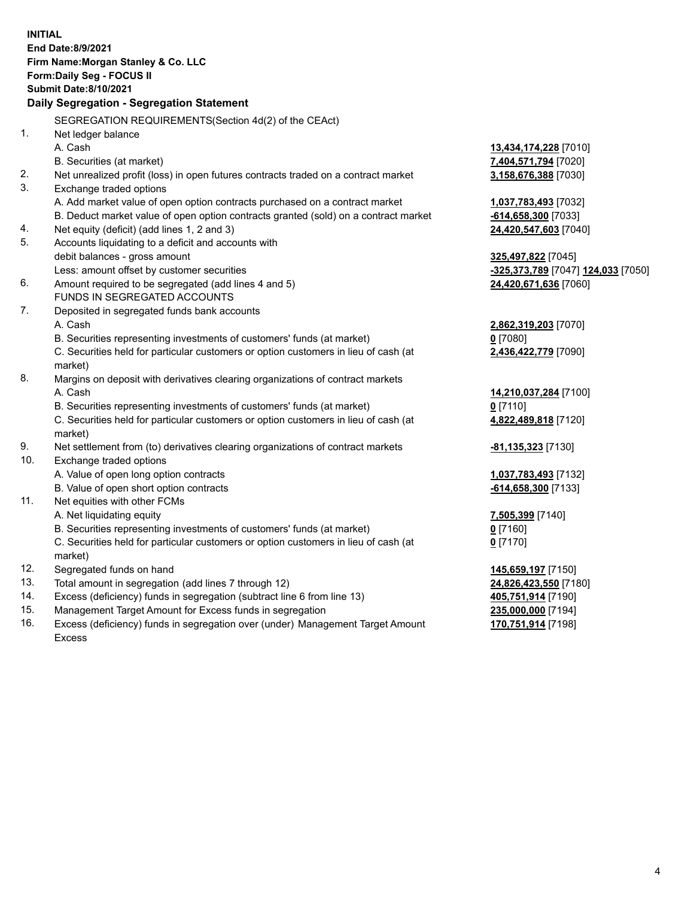**INITIAL**
**End Date:8/9/2021**
**Firm Name:Morgan Stanley & Co. LLC**
**Form:Daily Seg - FOCUS II**
**Submit Date:8/10/2021**

**Daily Segregation - Segregation Statement**

SEGREGATION REQUIREMENTS(Section 4d(2) of the CEAct)

| | | |
|---|---|---|
| 1. | Net ledger balance | |
| | A. Cash | **13,434,174,228** [7010] |
| | B. Securities (at market) | **7,404,571,794** [7020] |
| 2. | Net unrealized profit (loss) in open futures contracts traded on a contract market | **3,158,676,388** [7030] |
| 3. | Exchange traded options | |
| | A. Add market value of open option contracts purchased on a contract market | **1,037,783,493** [7032] |
| | B. Deduct market value of open option contracts granted (sold) on a contract market | **-614,658,300** [7033] |
| 4. | Net equity (deficit) (add lines 1, 2 and 3) | **24,420,547,603** [7040] |
| 5. | Accounts liquidating to a deficit and accounts with | |
| | debit balances - gross amount | **325,497,822** [7045] |
| | Less: amount offset by customer securities | **-325,373,789** [7047] **124,033** [7050] |
| 6. | Amount required to be segregated (add lines 4 and 5) | **24,420,671,636** [7060] |
| | FUNDS IN SEGREGATED ACCOUNTS | |
| 7. | Deposited in segregated funds bank accounts | |
| | A. Cash | **2,862,319,203** [7070] |
| | B. Securities representing investments of customers' funds (at market) | **0** [7080] |
| | C. Securities held for particular customers or option customers in lieu of cash (at market) | **2,436,422,779** [7090] |
| 8. | Margins on deposit with derivatives clearing organizations of contract markets | |
| | A. Cash | **14,210,037,284** [7100] |
| | B. Securities representing investments of customers' funds (at market) | **0** [7110] |
| | C. Securities held for particular customers or option customers in lieu of cash (at market) | **4,822,489,818** [7120] |
| 9. | Net settlement from (to) derivatives clearing organizations of contract markets | **-81,135,323** [7130] |
| 10. | Exchange traded options | |
| | A. Value of open long option contracts | **1,037,783,493** [7132] |
| | B. Value of open short option contracts | **-614,658,300** [7133] |
| 11. | Net equities with other FCMs | |
| | A. Net liquidating equity | **7,505,399** [7140] |
| | B. Securities representing investments of customers' funds (at market) | **0** [7160] |
| | C. Securities held for particular customers or option customers in lieu of cash (at market) | **0** [7170] |
| 12. | Segregated funds on hand | **145,659,197** [7150] |
| 13. | Total amount in segregation (add lines 7 through 12) | **24,826,423,550** [7180] |
| 14. | Excess (deficiency) funds in segregation (subtract line 6 from line 13) | **405,751,914** [7190] |
| 15. | Management Target Amount for Excess funds in segregation | **235,000,000** [7194] |
| 16. | Excess (deficiency) funds in segregation over (under) Management Target Amount Excess | **170,751,914** [7198] |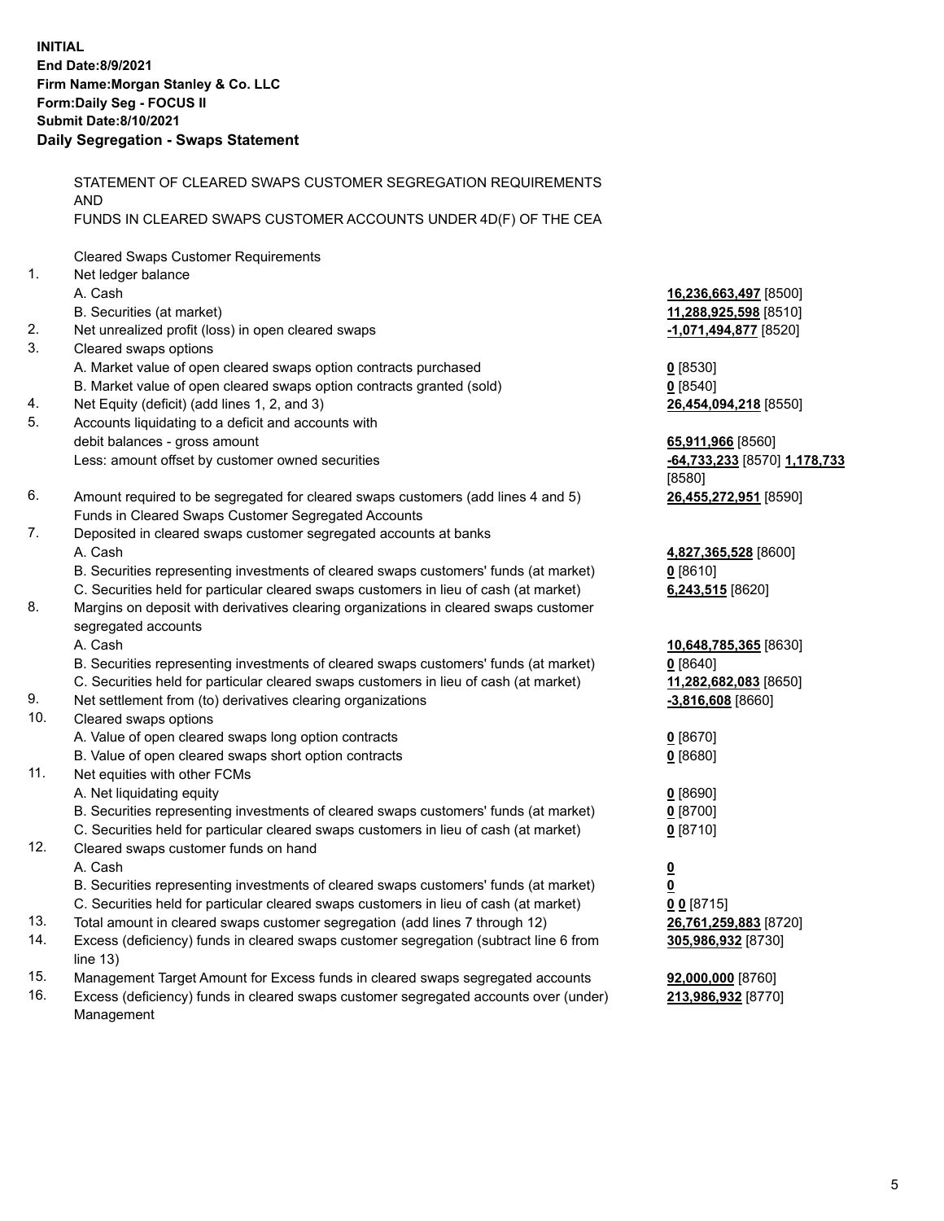**INITIAL**
**End Date:8/9/2021**
**Firm Name:Morgan Stanley & Co. LLC**
**Form:Daily Seg - FOCUS II**
**Submit Date:8/10/2021**
**Daily Segregation - Swaps Statement**

STATEMENT OF CLEARED SWAPS CUSTOMER SEGREGATION REQUIREMENTS AND FUNDS IN CLEARED SWAPS CUSTOMER ACCOUNTS UNDER 4D(F) OF THE CEA

| | | |
|---|---|---|
| | Cleared Swaps Customer Requirements | |
| 1. | Net ledger balance | |
| | A. Cash | **16,236,663,497** [8500] |
| | B. Securities (at market) | **11,288,925,598** [8510] |
| 2. | Net unrealized profit (loss) in open cleared swaps | **-1,071,494,877** [8520] |
| 3. | Cleared swaps options | |
| | A. Market value of open cleared swaps option contracts purchased | **0** [8530] |
| | B. Market value of open cleared swaps option contracts granted (sold) | **0** [8540] |
| 4. | Net Equity (deficit) (add lines 1, 2, and 3) | **26,454,094,218** [8550] |
| 5. | Accounts liquidating to a deficit and accounts with debit balances - gross amount | **65,911,966** [8560] |
| | Less: amount offset by customer owned securities | **-64,733,233** [8570] **1,178,733** [8580] |
| 6. | Amount required to be segregated for cleared swaps customers (add lines 4 and 5) | **26,455,272,951** [8590] |
| | Funds in Cleared Swaps Customer Segregated Accounts | |
| 7. | Deposited in cleared swaps customer segregated accounts at banks | |
| | A. Cash | **4,827,365,528** [8600] |
| | B. Securities representing investments of cleared swaps customers' funds (at market) | **0** [8610] |
| | C. Securities held for particular cleared swaps customers in lieu of cash (at market) | **6,243,515** [8620] |
| 8. | Margins on deposit with derivatives clearing organizations in cleared swaps customer segregated accounts | |
| | A. Cash | **10,648,785,365** [8630] |
| | B. Securities representing investments of cleared swaps customers' funds (at market) | **0** [8640] |
| | C. Securities held for particular cleared swaps customers in lieu of cash (at market) | **11,282,682,083** [8650] |
| 9. | Net settlement from (to) derivatives clearing organizations | **-3,816,608** [8660] |
| 10. | Cleared swaps options | |
| | A. Value of open cleared swaps long option contracts | **0** [8670] |
| | B. Value of open cleared swaps short option contracts | **0** [8680] |
| 11. | Net equities with other FCMs | |
| | A. Net liquidating equity | **0** [8690] |
| | B. Securities representing investments of cleared swaps customers' funds (at market) | **0** [8700] |
| | C. Securities held for particular cleared swaps customers in lieu of cash (at market) | **0** [8710] |
| 12. | Cleared swaps customer funds on hand | |
| | A. Cash | **0** |
| | B. Securities representing investments of cleared swaps customers' funds (at market) | **0** |
| | C. Securities held for particular cleared swaps customers in lieu of cash (at market) | **0** **0** [8715] |
| 13. | Total amount in cleared swaps customer segregation (add lines 7 through 12) | **26,761,259,883** [8720] |
| 14. | Excess (deficiency) funds in cleared swaps customer segregation (subtract line 6 from line 13) | **305,986,932** [8730] |
| 15. | Management Target Amount for Excess funds in cleared swaps segregated accounts | **92,000,000** [8760] |
| 16. | Excess (deficiency) funds in cleared swaps customer segregated accounts over (under) Management | **213,986,932** [8770] |